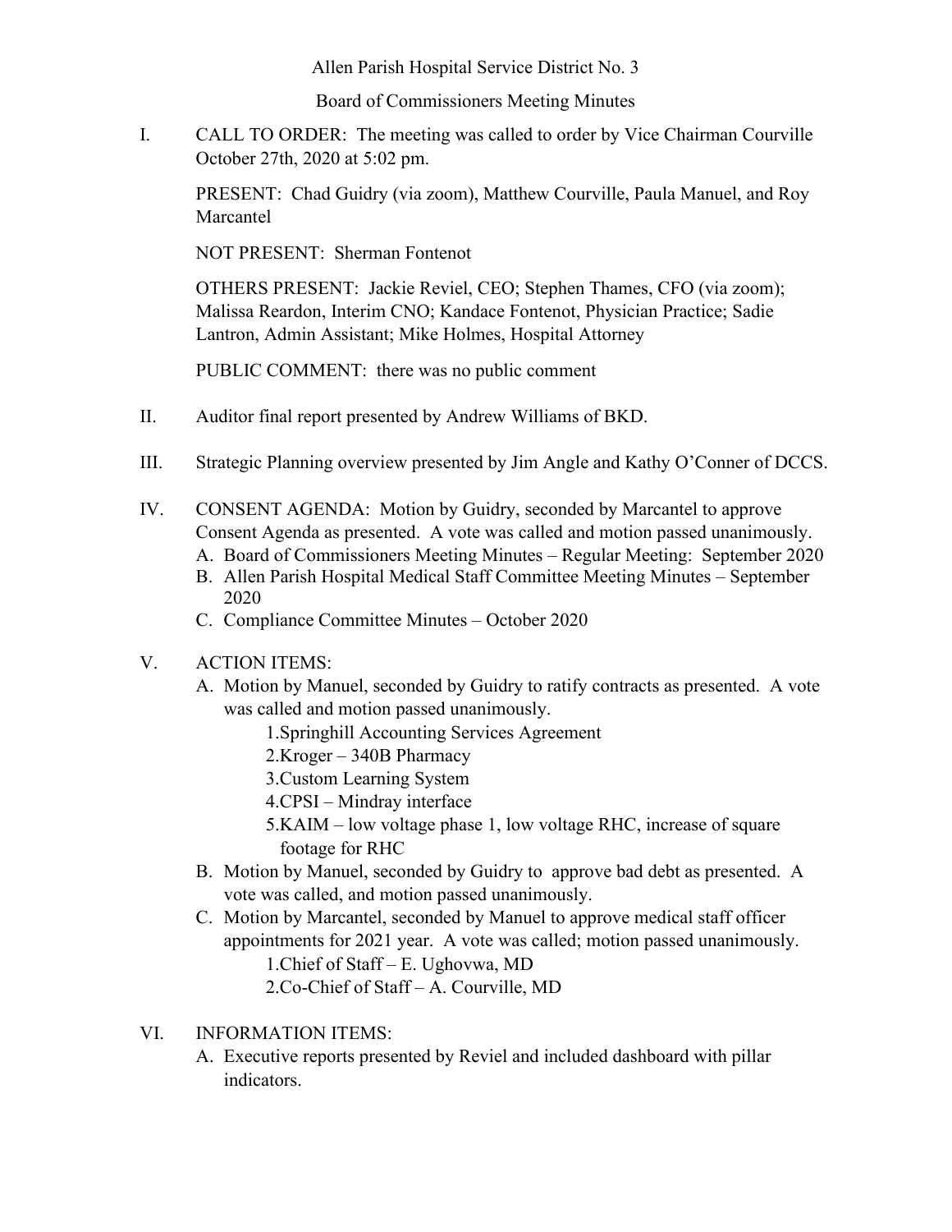Allen Parish Hospital Service District No. 3

Board of Commissioners Meeting Minutes

I. CALL TO ORDER: The meeting was called to order by Vice Chairman Courville October 27th, 2020 at 5:02 pm.

PRESENT: Chad Guidry (via zoom), Matthew Courville, Paula Manuel, and Roy Marcantel

NOT PRESENT: Sherman Fontenot

OTHERS PRESENT: Jackie Reviel, CEO; Stephen Thames, CFO (via zoom); Malissa Reardon, Interim CNO; Kandace Fontenot, Physician Practice; Sadie Lantron, Admin Assistant; Mike Holmes, Hospital Attorney

PUBLIC COMMENT: there was no public comment

II. Auditor final report presented by Andrew Williams of BKD.

III. Strategic Planning overview presented by Jim Angle and Kathy O'Conner of DCCS.

IV. CONSENT AGENDA: Motion by Guidry, seconded by Marcantel to approve Consent Agenda as presented. A vote was called and motion passed unanimously.
   A. Board of Commissioners Meeting Minutes – Regular Meeting: September 2020
   B. Allen Parish Hospital Medical Staff Committee Meeting Minutes – September 2020
   C. Compliance Committee Minutes – October 2020

V. ACTION ITEMS:
   A. Motion by Manuel, seconded by Guidry to ratify contracts as presented. A vote was called and motion passed unanimously.
      1. Springhill Accounting Services Agreement
      2. Kroger – 340B Pharmacy
      3. Custom Learning System
      4. CPSI – Mindray interface
      5. KAIM – low voltage phase 1, low voltage RHC, increase of square footage for RHC
   B. Motion by Manuel, seconded by Guidry to approve bad debt as presented. A vote was called, and motion passed unanimously.
   C. Motion by Marcantel, seconded by Manuel to approve medical staff officer appointments for 2021 year. A vote was called; motion passed unanimously.
      1. Chief of Staff – E. Ughovwa, MD
      2. Co-Chief of Staff – A. Courville, MD

VI. INFORMATION ITEMS:
   A. Executive reports presented by Reviel and included dashboard with pillar indicators.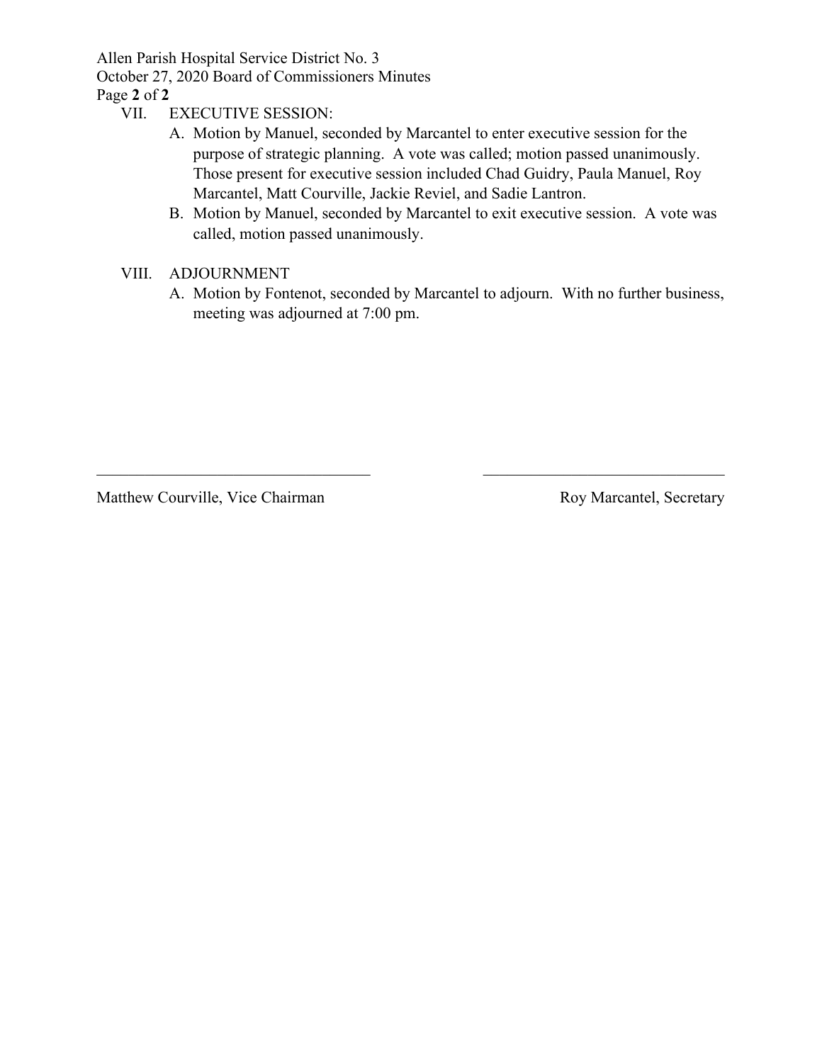VII. EXECUTIVE SESSION:

A. Motion by Manuel, seconded by Marcantel to enter executive session for the purpose of strategic planning. A vote was called; motion passed unanimously. Those present for executive session included Chad Guidry, Paula Manuel, Roy Marcantel, Matt Courville, Jackie Reviel, and Sadie Lantron.

B. Motion by Manuel, seconded by Marcantel to exit executive session. A vote was called, motion passed unanimously.

VIII. ADJOURNMENT

A. Motion by Fontenot, seconded by Marcantel to adjourn. With no further business, meeting was adjourned at 7:00 pm.

___________________________________ ___________________________________

Matthew Courville, Vice Chairman Roy Marcantel, Secretary